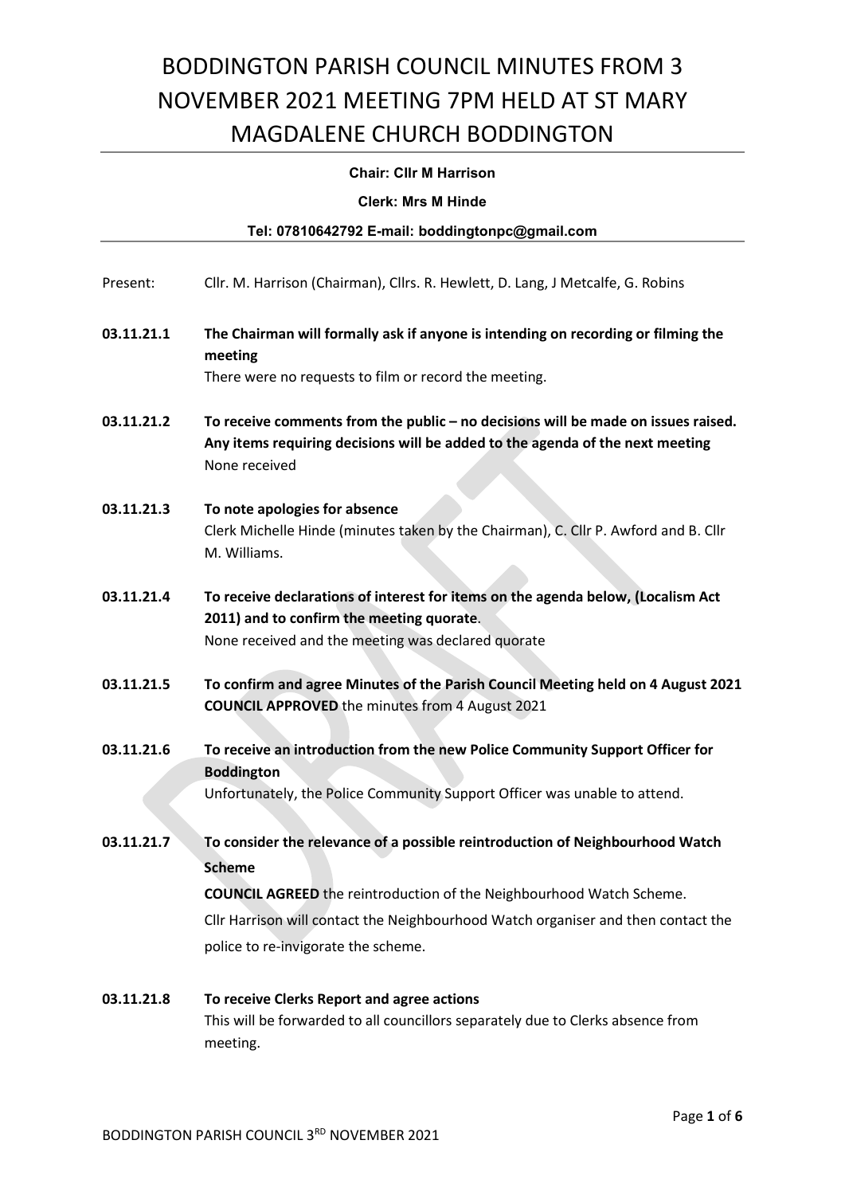# BODDINGTON PARISH COUNCIL MINUTES FROM 3 NOVEMBER 2021 MEETING 7PM HELD AT ST MARY MAGDALENE CHURCH BODDINGTON

**Chair: Cllr M Harrison**

**Clerk: Mrs M Hinde**

**Tel: 07810642792 E-mail: boddingtonpc@gmail.com**

Present: Cllr. M. Harrison (Chairman), Cllrs. R. Hewlett, D. Lang, J Metcalfe, G. Robins

**03.11.21.1 The Chairman will formally ask if anyone is intending on recording or filming the meeting**

There were no requests to film or record the meeting.

**03.11.21.2 To receive comments from the public – no decisions will be made on issues raised. Any items requiring decisions will be added to the agenda of the next meeting**

None received

**03.11.21.3 To note apologies for absence**

Clerk Michelle Hinde (minutes taken by the Chairman), C. Cllr P. Awford and B. Cllr M. Williams.

**03.11.21.4 To receive declarations of interest for items on the agenda below, (Localism Act 2011) and to confirm the meeting quorate**.

None received and the meeting was declared quorate

**03.11.21.5 To confirm and agree Minutes of the Parish Council Meeting held on 4 August 2021**

**COUNCIL APPROVED** the minutes from 4 August 2021

**03.11.21.6 To receive an introduction from the new Police Community Support Officer for Boddington**

Unfortunately, the Police Community Support Officer was unable to attend.

**03.11.21.7 To consider the relevance of a possible reintroduction of Neighbourhood Watch Scheme**

**COUNCIL AGREED** the reintroduction of the Neighbourhood Watch Scheme.

Cllr Harrison will contact the Neighbourhood Watch organiser and then contact the police to re-invigorate the scheme.

**03.11.21.8 To receive Clerks Report and agree actions**

This will be forwarded to all councillors separately due to Clerks absence from meeting.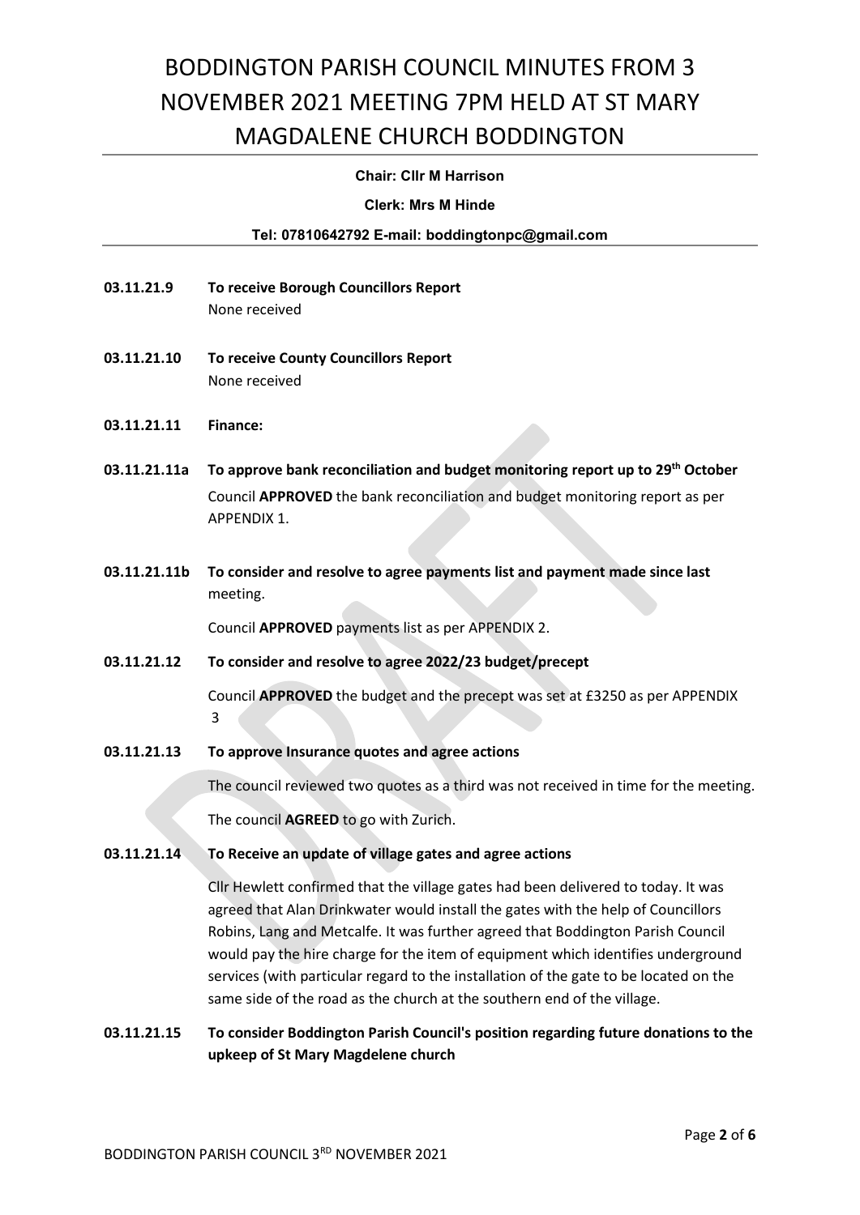# BODDINGTON PARISH COUNCIL MINUTES FROM 3 NOVEMBER 2021 MEETING 7PM HELD AT ST MARY MAGDALENE CHURCH BODDINGTON

**Chair: Cllr M Harrison**

**Clerk: Mrs M Hinde**

**Tel: 07810642792 E-mail: boddingtonpc@gmail.com**

**03.11.21.9 To receive Borough Councillors Report**

None received

**03.11.21.10 To receive County Councillors Report**

None received

**03.11.21.11 Finance:**

**03.11.21.11a To approve bank reconciliation and budget monitoring report up to 29th October**

Council **APPROVED** the bank reconciliation and budget monitoring report as per APPENDIX 1.

**03.11.21.11b To consider and resolve to agree payments list and payment made since last** meeting.

Council **APPROVED** payments list as per APPENDIX 2.

**03.11.21.12 To consider and resolve to agree 2022/23 budget/precept**

Council **APPROVED** the budget and the precept was set at £3250 as per APPENDIX 3

**03.11.21.13 To approve Insurance quotes and agree actions**

The council reviewed two quotes as a third was not received in time for the meeting.

The council **AGREED** to go with Zurich.

**03.11.21.14 To Receive an update of village gates and agree actions**

Cllr Hewlett confirmed that the village gates had been delivered to today. It was agreed that Alan Drinkwater would install the gates with the help of Councillors Robins, Lang and Metcalfe. It was further agreed that Boddington Parish Council would pay the hire charge for the item of equipment which identifies underground services (with particular regard to the installation of the gate to be located on the same side of the road as the church at the southern end of the village.

**03.11.21.15 To consider Boddington Parish Council's position regarding future donations to the upkeep of St Mary Magdelene church**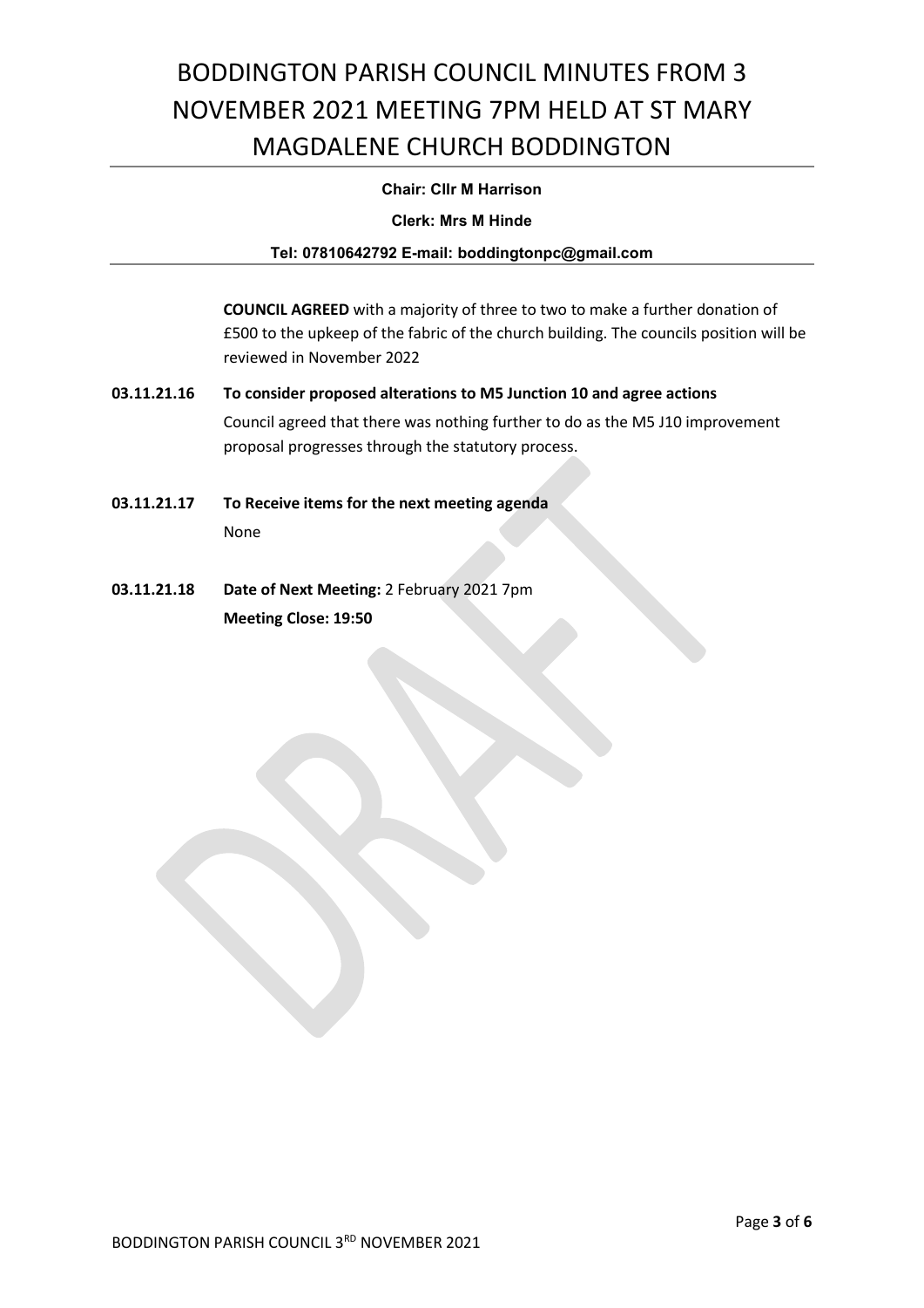**COUNCIL AGREED** with a majority of three to two to make a further donation of £500 to the upkeep of the fabric of the church building. The councils position will be reviewed in November 2022

**03.11.21.16 To consider proposed alterations to M5 Junction 10 and agree actions**

Council agreed that there was nothing further to do as the M5 J10 improvement proposal progresses through the statutory process.

**03.11.21.17 To Receive items for the next meeting agenda**

None

**03.11.21.18 Date of Next Meeting:** 2 February 2021 7pm

**Meeting Close: 19:50**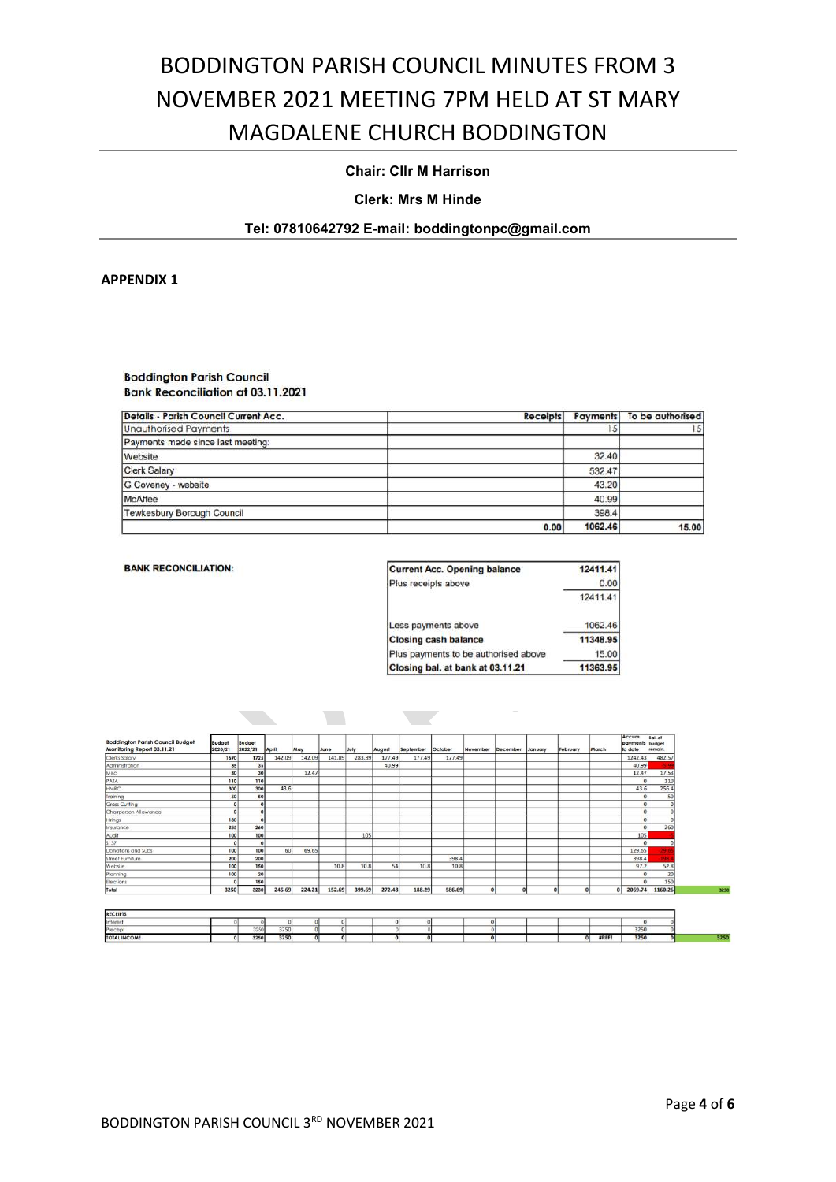# BODDINGTON PARISH COUNCIL MINUTES FROM 3 NOVEMBER 2021 MEETING 7PM HELD AT ST MARY MAGDALENE CHURCH BODDINGTON

**Chair: Cllr M Harrison**

**Clerk: Mrs M Hinde**

**Tel: 07810642792 E-mail: boddingtonpc@gmail.com**

**APPENDIX 1**

**Boddington Parish Council**
**Bank Reconciliation at 03.11.2021**

| Details - Parish Council Current Acc. | Receipts | Payments | To be authorised |
|---|---|---|---|
| Unauthorised Payments | | 15 | 15 |
| Payments made since last meeting: | | | |
| Website | | 32.40 | |
| Clerk Salary | | 532.47 | |
| G Coveney - website | | 43.20 | |
| McAffee | | 40.99 | |
| Tewkesbury Borough Council | | 398.4 | |
| | 0.00 | 1062.46 | 15.00 |

**BANK RECONCILIATION:**

| | |
|---|---|
| **Current Acc. Opening balance** | 12411.41 |
| Plus receipts above | 0.00 |
| | 12411.41 |
| Less payments above | 1062.46 |
| **Closing cash balance** | 11348.95 |
| Plus payments to be authorised above | 15.00 |
| **Closing bal. at bank at 03.11.21** | 11363.95 |

| Boddington Parish Council Budget Monitoring Report 03.11.21 | Budget 2020/21 | Budget 2022/21 | April | May | June | July | August | September | October | November | December | January | February | March | Accum. payments to date | Bal. of budget remain. |
|---|---|---|---|---|---|---|---|---|---|---|---|---|---|---|---|---|
| Clerks Salary | 1690 | 1725 | 142.09 | 142.09 | 141.89 | 283.89 | 177.49 | 177.49 | 177.49 | | | | | | 1242.43 | 482.57 |
| Administration | 35 | 35 | | | | | 40.99 | | | | | | | | 40.99 | -5.99 |
| Misc | 30 | 30 | | 12.47 | | | | | | | | | | | 12.47 | 17.53 |
| PATA | 110 | 110 | | | | | | | | | | | | | 0 | 110 |
| HMRC | 300 | 300 | 43.6 | | | | | | | | | | | | 43.6 | 256.4 |
| Training | 50 | 50 | | | | | | | | | | | | | 0 | 50 |
| Grass Cutting | 0 | 0 | | | | | | | | | | | | | 0 | 0 |
| Chairperson Allowance | 0 | 0 | | | | | | | | | | | | | 0 | 0 |
| Hirings | 180 | 0 | | | | | | | | | | | | | 0 | 0 |
| Insurance | 255 | 260 | | | | | | | | | | | | | 0 | 260 |
| Audit | 100 | 100 | | | | 105 | | | | | | | | | 105 | -5 |
| S137 | 0 | 0 | | | | | | | | | | | | | 0 | 0 |
| Donations and Subs | 100 | 100 | 60 | 69.65 | | | | | | | | | | | 129.65 | -29.65 |
| Street Furniture | 200 | 200 | | | | | | | 398.4 | | | | | | 398.4 | -198.4 |
| Website | 100 | 150 | | | 10.8 | 10.8 | 54 | 10.8 | 10.8 | | | | | | 97.2 | 52.8 |
| Planning | 100 | 20 | | | | | | | | | | | | | 0 | 20 |
| Elections | 0 | 150 | | | | | | | | | | | | | 0 | 150 |
| **Total** | 3250 | 3230 | 245.69 | 224.21 | 152.69 | 399.69 | 272.48 | 188.29 | 586.69 | 0 | 0 | 0 | 0 | 0 | 2069.74 | 1160.26 |

| RECEIPTS | | | | | | | | | | | | | | | | |
|---|---|---|---|---|---|---|---|---|---|---|---|---|---|---|---|---|
| Interest | 0 | 0 | 0 | 0 | 0 | | 0 | 0 | | 0 | | | | | 0 | 0 |
| Precept | | 3250 | 3250 | 0 | 0 | | 0 | 0 | | 0 | | | | | 3250 | 0 |
| TOTAL INCOME | 0 | 3250 | 3250 | 0 | 0 | | 0 | 0 | | 0 | | | 0 | #REF! | 3250 | 0 |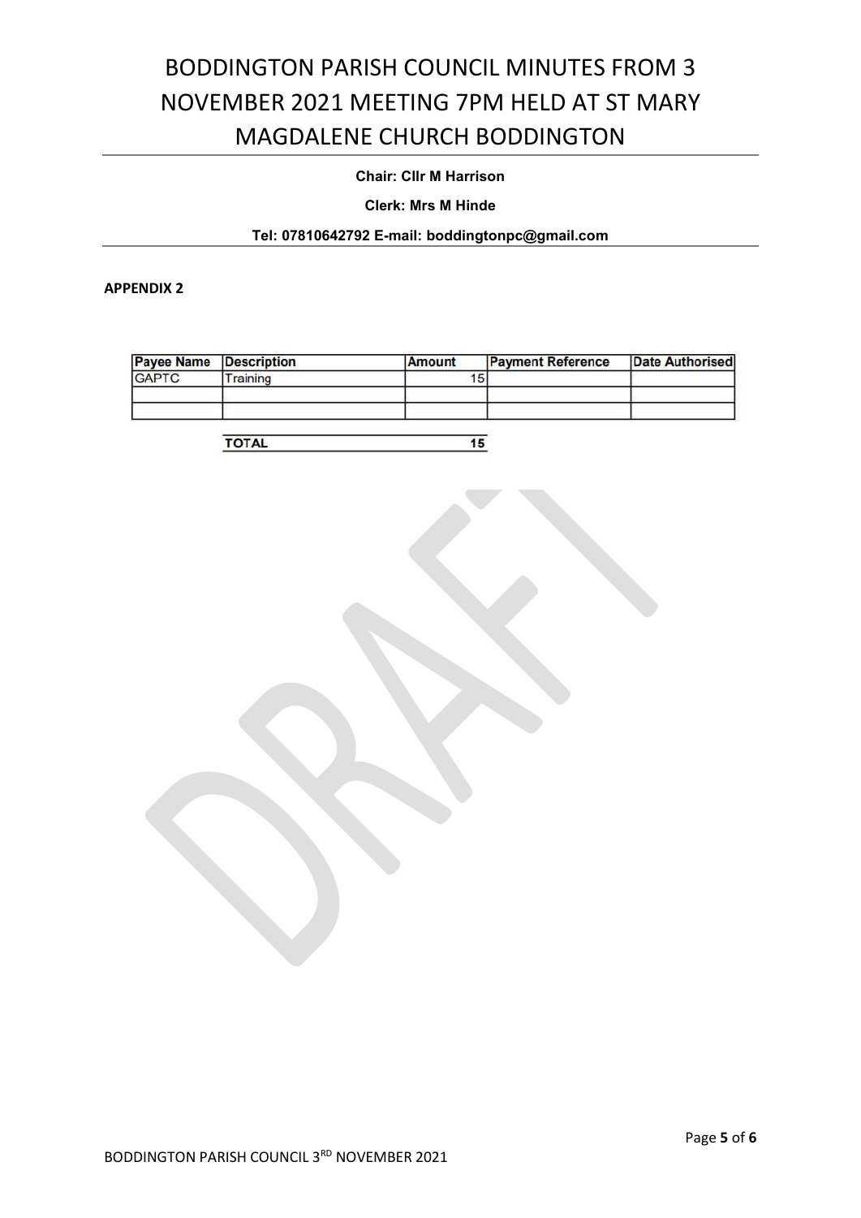# BODDINGTON PARISH COUNCIL MINUTES FROM 3 NOVEMBER 2021 MEETING 7PM HELD AT ST MARY MAGDALENE CHURCH BODDINGTON

**Chair: Cllr M Harrison**

**Clerk: Mrs M Hinde**

**Tel: 07810642792 E-mail: boddingtonpc@gmail.com**

**APPENDIX 2**

| Payee Name | Description | Amount | Payment Reference | Date Authorised |
|---|---|---|---|---|
| GAPTC | Training | 15 | | |
| | | | | |
| | | | | |

| | |
|---|---|
| **TOTAL** | **15** |

DRAFT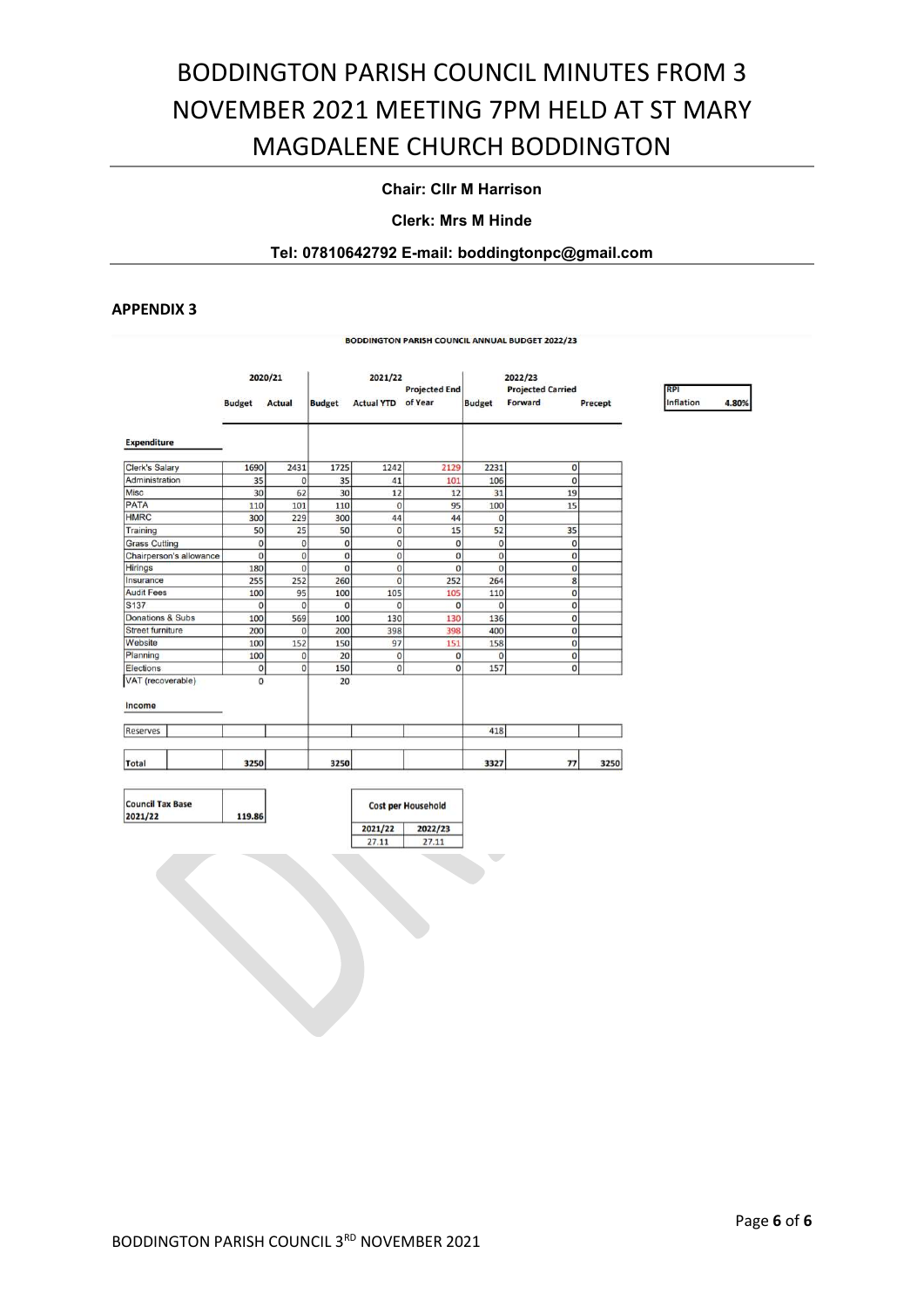# BODDINGTON PARISH COUNCIL MINUTES FROM 3 NOVEMBER 2021 MEETING 7PM HELD AT ST MARY MAGDALENE CHURCH BODDINGTON

**Chair: Cllr M Harrison**

**Clerk: Mrs M Hinde**

**Tel: 07810642792 E-mail: boddingtonpc@gmail.com**

**APPENDIX 3**

**BODDINGTON PARISH COUNCIL ANNUAL BUDGET 2022/23**

| | 2020/21 | | 2021/22 | | | 2022/23 | | |
|---|---|---|---|---|---|---|---|---|
| | Budget | Actual | Budget | Actual YTD | Projected End of Year | Budget | Projected Carried Forward | Precept |
| **Expenditure** | | | | | | | | |
| Clerk's Salary | 1690 | 2431 | 1725 | 1242 | 2129 | 2231 | 0 | |
| Administration | 35 | 0 | 35 | 41 | 101 | 106 | 0 | |
| Misc | 30 | 62 | 30 | 12 | 12 | 31 | 19 | |
| PATA | 110 | 101 | 110 | 0 | 95 | 100 | 15 | |
| HMRC | 300 | 229 | 300 | 44 | 44 | 0 | | |
| Training | 50 | 25 | 50 | 0 | 15 | 52 | 35 | |
| Grass Cutting | 0 | 0 | 0 | 0 | 0 | 0 | 0 | |
| Chairperson's allowance | 0 | 0 | 0 | 0 | 0 | 0 | 0 | |
| Hirings | 180 | 0 | 0 | 0 | 0 | 0 | 0 | |
| Insurance | 255 | 252 | 260 | 0 | 252 | 264 | 8 | |
| Audit Fees | 100 | 95 | 100 | 105 | 105 | 110 | 0 | |
| S137 | 0 | 0 | 0 | 0 | 0 | 0 | 0 | |
| Donations & Subs | 100 | 569 | 100 | 130 | 130 | 136 | 0 | |
| Street furniture | 200 | 0 | 200 | 398 | 398 | 400 | 0 | |
| Website | 100 | 152 | 150 | 97 | 151 | 158 | 0 | |
| Planning | 100 | 0 | 20 | 0 | 0 | 0 | 0 | |
| Elections | 0 | 0 | 150 | 0 | 0 | 157 | 0 | |
| VAT (recoverable) | 0 | | 20 | | | | | |
| **Income** | | | | | | | | |
| Reserves | | | | | | 418 | | |
| **Total** | 3250 | | 3250 | | | 3327 | 77 | 3250 |

| RPI Inflation | 4.80% |
|---|---|

| Council Tax Base 2021/22 | 119.86 |
|---|---|

| Cost per Household | |
|---|---|
| 2021/22 | 2022/23 |
| 27.11 | 27.11 |